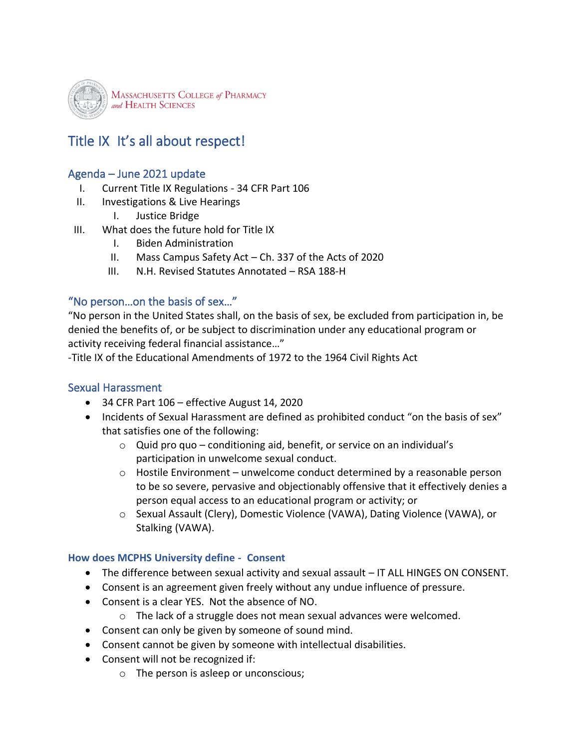MASSACHUSETTS COLLEGE *of* PHARMACY *and* HEALTH SCIENCES

# Title IX It's all about respect!

## Agenda – June 2021 update

I. Current Title IX Regulations - 34 CFR Part 106
II. Investigations & Live Hearings
    I. Justice Bridge
III. What does the future hold for Title IX
    I. Biden Administration
    II. Mass Campus Safety Act – Ch. 337 of the Acts of 2020
    III. N.H. Revised Statutes Annotated – RSA 188-H

## "No person…on the basis of sex…"

"No person in the United States shall, on the basis of sex, be excluded from participation in, be denied the benefits of, or be subject to discrimination under any educational program or activity receiving federal financial assistance…"
-Title IX of the Educational Amendments of 1972 to the 1964 Civil Rights Act

## Sexual Harassment

- 34 CFR Part 106 – effective August 14, 2020
- Incidents of Sexual Harassment are defined as prohibited conduct "on the basis of sex" that satisfies one of the following:
    - Quid pro quo – conditioning aid, benefit, or service on an individual's participation in unwelcome sexual conduct.
    - Hostile Environment – unwelcome conduct determined by a reasonable person to be so severe, pervasive and objectionably offensive that it effectively denies a person equal access to an educational program or activity; or
    - Sexual Assault (Clery), Domestic Violence (VAWA), Dating Violence (VAWA), or Stalking (VAWA).

### How does MCPHS University define - Consent

- The difference between sexual activity and sexual assault – IT ALL HINGES ON CONSENT.
- Consent is an agreement given freely without any undue influence of pressure.
- Consent is a clear YES. Not the absence of NO.
    - The lack of a struggle does not mean sexual advances were welcomed.
- Consent can only be given by someone of sound mind.
- Consent cannot be given by someone with intellectual disabilities.
- Consent will not be recognized if:
    - The person is asleep or unconscious;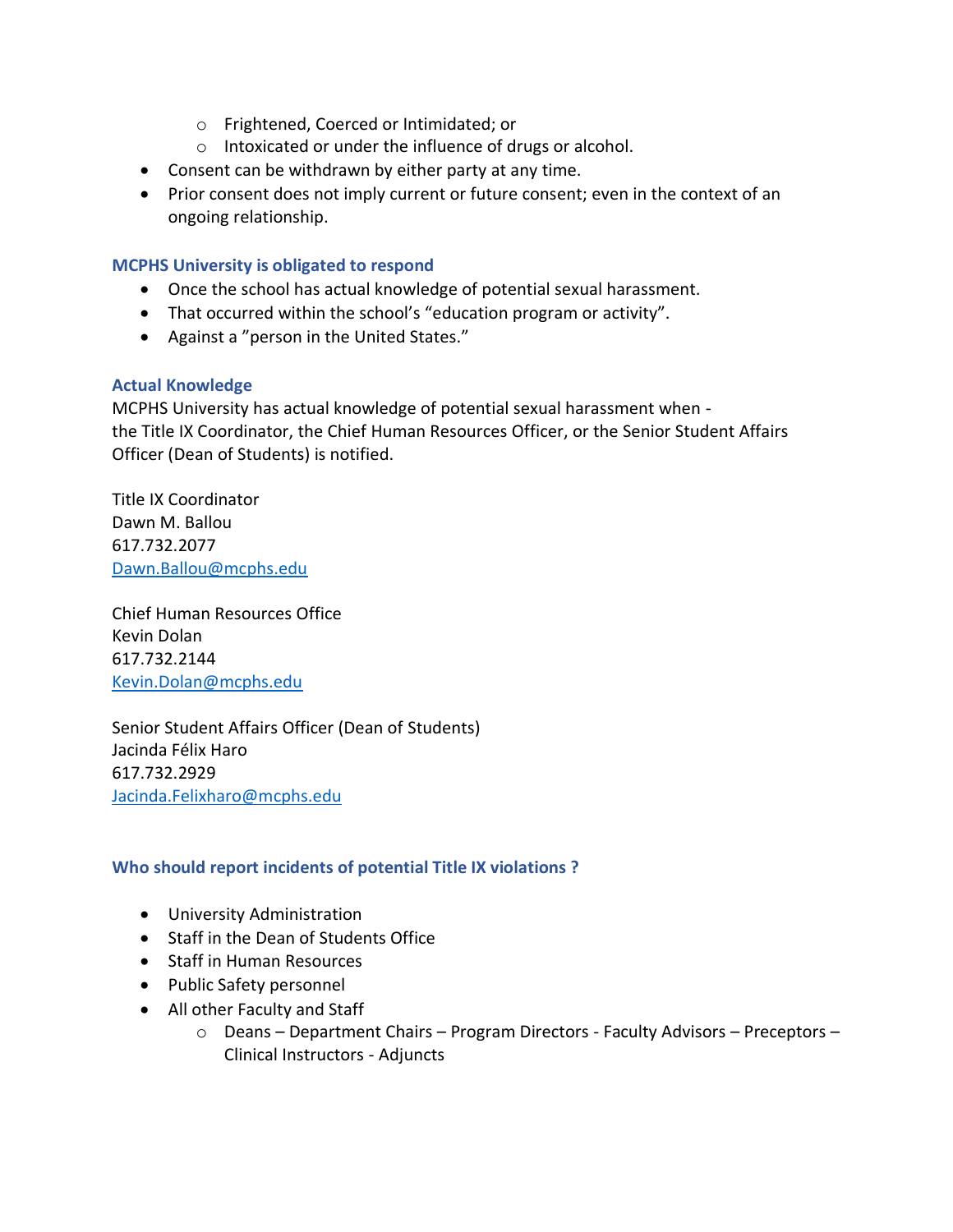- Frightened, Coerced or Intimidated; or
    - Intoxicated or under the influence of drugs or alcohol.
- Consent can be withdrawn by either party at any time.
- Prior consent does not imply current or future consent; even in the context of an ongoing relationship.

### MCPHS University is obligated to respond

- Once the school has actual knowledge of potential sexual harassment.
- That occurred within the school's "education program or activity".
- Against a "person in the United States."

### Actual Knowledge

MCPHS University has actual knowledge of potential sexual harassment when - the Title IX Coordinator, the Chief Human Resources Officer, or the Senior Student Affairs Officer (Dean of Students) is notified.

Title IX Coordinator
Dawn M. Ballou
617.732.2077
Dawn.Ballou@mcphs.edu

Chief Human Resources Office
Kevin Dolan
617.732.2144
Kevin.Dolan@mcphs.edu

Senior Student Affairs Officer (Dean of Students)
Jacinda Félix Haro
617.732.2929
Jacinda.Felixharo@mcphs.edu

### Who should report incidents of potential Title IX violations ?

- University Administration
- Staff in the Dean of Students Office
- Staff in Human Resources
- Public Safety personnel
- All other Faculty and Staff
    - Deans – Department Chairs – Program Directors - Faculty Advisors – Preceptors – Clinical Instructors - Adjuncts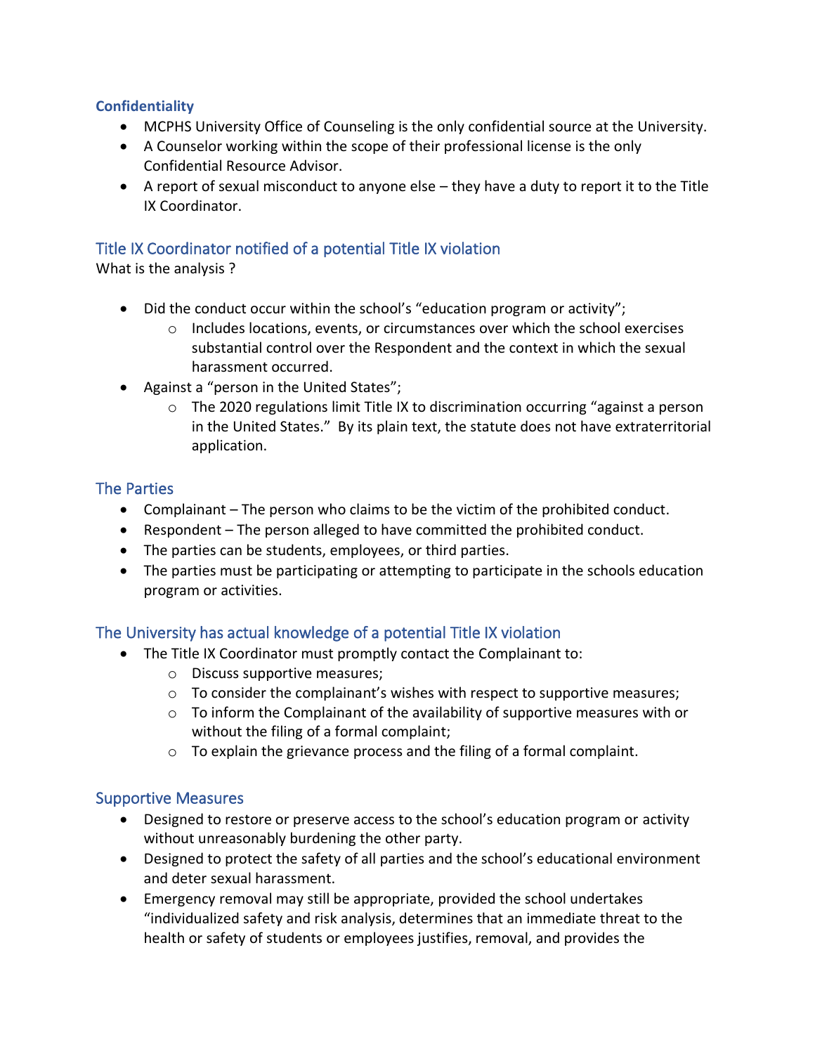### **Confidentiality**

- MCPHS University Office of Counseling is the only confidential source at the University.
- A Counselor working within the scope of their professional license is the only Confidential Resource Advisor.
- A report of sexual misconduct to anyone else – they have a duty to report it to the Title IX Coordinator.

### Title IX Coordinator notified of a potential Title IX violation

What is the analysis ?

- Did the conduct occur within the school's "education program or activity";
  - Includes locations, events, or circumstances over which the school exercises substantial control over the Respondent and the context in which the sexual harassment occurred.
- Against a "person in the United States";
  - The 2020 regulations limit Title IX to discrimination occurring "against a person in the United States." By its plain text, the statute does not have extraterritorial application.

### The Parties

- Complainant – The person who claims to be the victim of the prohibited conduct.
- Respondent – The person alleged to have committed the prohibited conduct.
- The parties can be students, employees, or third parties.
- The parties must be participating or attempting to participate in the schools education program or activities.

### The University has actual knowledge of a potential Title IX violation

- The Title IX Coordinator must promptly contact the Complainant to:
  - Discuss supportive measures;
  - To consider the complainant's wishes with respect to supportive measures;
  - To inform the Complainant of the availability of supportive measures with or without the filing of a formal complaint;
  - To explain the grievance process and the filing of a formal complaint.

### Supportive Measures

- Designed to restore or preserve access to the school's education program or activity without unreasonably burdening the other party.
- Designed to protect the safety of all parties and the school's educational environment and deter sexual harassment.
- Emergency removal may still be appropriate, provided the school undertakes "individualized safety and risk analysis, determines that an immediate threat to the health or safety of students or employees justifies, removal, and provides the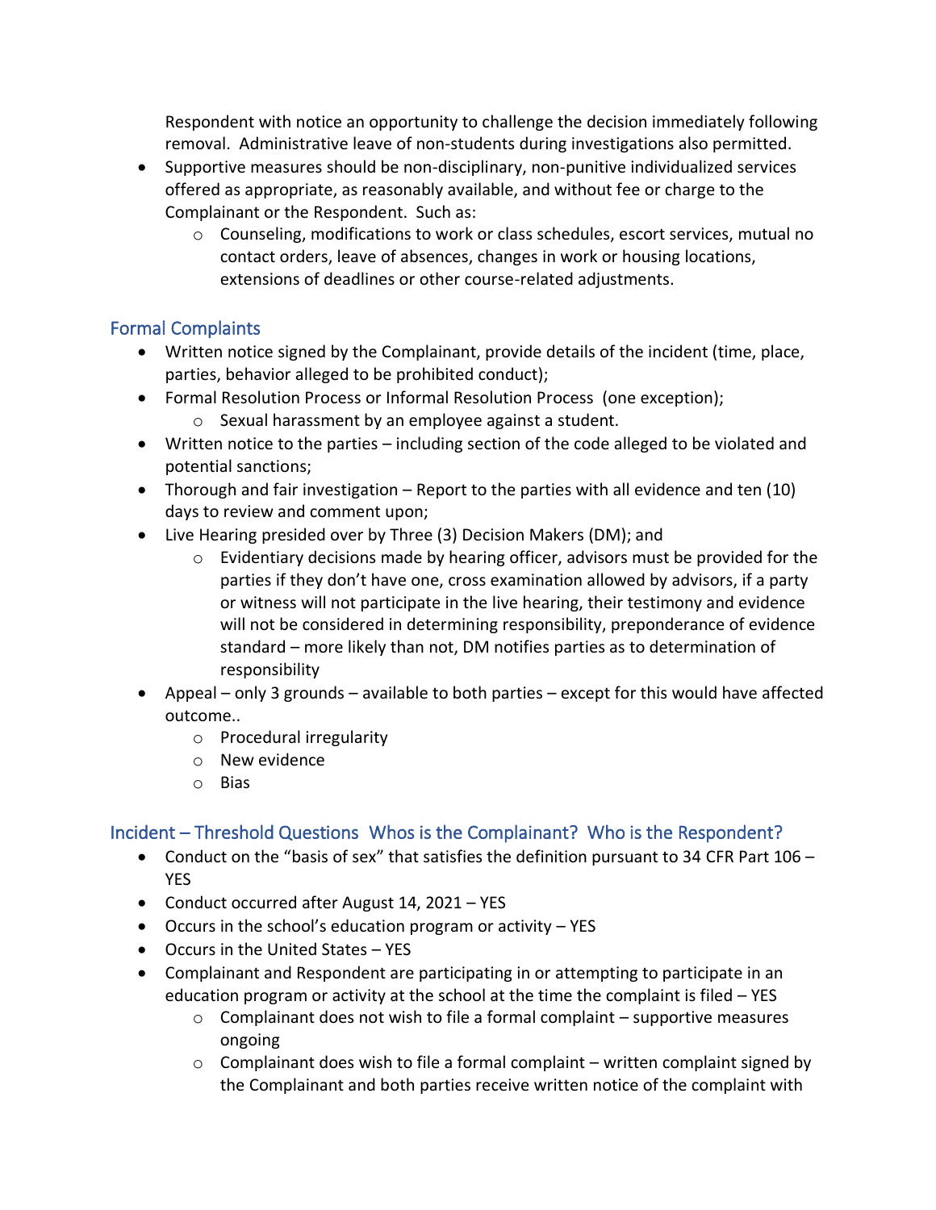Respondent with notice an opportunity to challenge the decision immediately following removal. Administrative leave of non-students during investigations also permitted.

- Supportive measures should be non-disciplinary, non-punitive individualized services offered as appropriate, as reasonably available, and without fee or charge to the Complainant or the Respondent. Such as:
  - Counseling, modifications to work or class schedules, escort services, mutual no contact orders, leave of absences, changes in work or housing locations, extensions of deadlines or other course-related adjustments.

## Formal Complaints

- Written notice signed by the Complainant, provide details of the incident (time, place, parties, behavior alleged to be prohibited conduct);
- Formal Resolution Process or Informal Resolution Process (one exception);
  - Sexual harassment by an employee against a student.
- Written notice to the parties – including section of the code alleged to be violated and potential sanctions;
- Thorough and fair investigation – Report to the parties with all evidence and ten (10) days to review and comment upon;
- Live Hearing presided over by Three (3) Decision Makers (DM); and
  - Evidentiary decisions made by hearing officer, advisors must be provided for the parties if they don't have one, cross examination allowed by advisors, if a party or witness will not participate in the live hearing, their testimony and evidence will not be considered in determining responsibility, preponderance of evidence standard – more likely than not, DM notifies parties as to determination of responsibility
- Appeal – only 3 grounds – available to both parties – except for this would have affected outcome..
  - Procedural irregularity
  - New evidence
  - Bias

## Incident – Threshold Questions Whos is the Complainant? Who is the Respondent?

- Conduct on the "basis of sex" that satisfies the definition pursuant to 34 CFR Part 106 – YES
- Conduct occurred after August 14, 2021 – YES
- Occurs in the school's education program or activity – YES
- Occurs in the United States – YES
- Complainant and Respondent are participating in or attempting to participate in an education program or activity at the school at the time the complaint is filed – YES
  - Complainant does not wish to file a formal complaint – supportive measures ongoing
  - Complainant does wish to file a formal complaint – written complaint signed by the Complainant and both parties receive written notice of the complaint with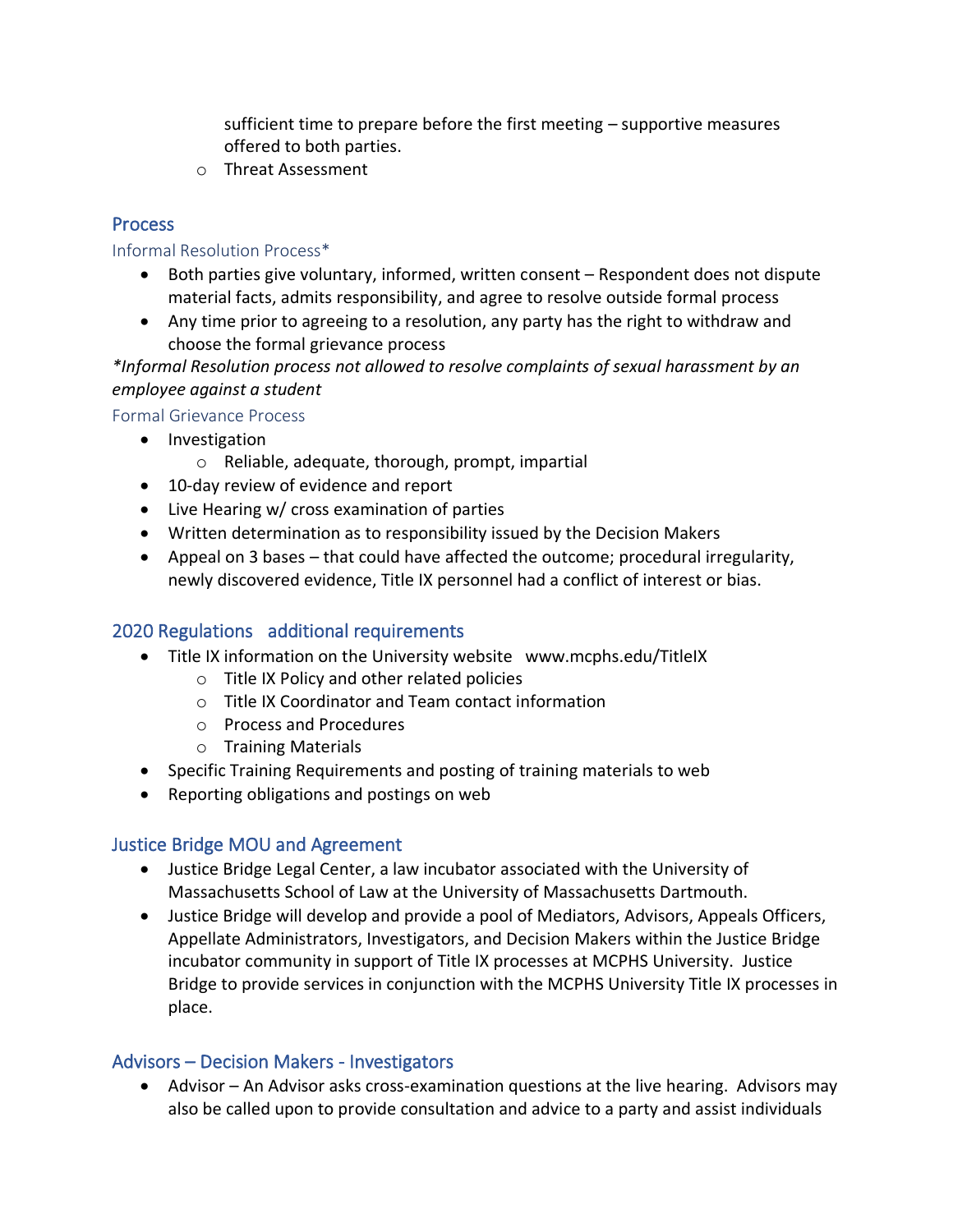sufficient time to prepare before the first meeting – supportive measures offered to both parties.

- Threat Assessment

## Process

### Informal Resolution Process*

- Both parties give voluntary, informed, written consent – Respondent does not dispute material facts, admits responsibility, and agree to resolve outside formal process
- Any time prior to agreeing to a resolution, any party has the right to withdraw and choose the formal grievance process

*\*Informal Resolution process not allowed to resolve complaints of sexual harassment by an employee against a student*

### Formal Grievance Process

- Investigation
  - Reliable, adequate, thorough, prompt, impartial
- 10-day review of evidence and report
- Live Hearing w/ cross examination of parties
- Written determination as to responsibility issued by the Decision Makers
- Appeal on 3 bases – that could have affected the outcome; procedural irregularity, newly discovered evidence, Title IX personnel had a conflict of interest or bias.

## 2020 Regulations additional requirements

- Title IX information on the University website www.mcphs.edu/TitleIX
  - Title IX Policy and other related policies
  - Title IX Coordinator and Team contact information
  - Process and Procedures
  - Training Materials
- Specific Training Requirements and posting of training materials to web
- Reporting obligations and postings on web

## Justice Bridge MOU and Agreement

- Justice Bridge Legal Center, a law incubator associated with the University of Massachusetts School of Law at the University of Massachusetts Dartmouth.
- Justice Bridge will develop and provide a pool of Mediators, Advisors, Appeals Officers, Appellate Administrators, Investigators, and Decision Makers within the Justice Bridge incubator community in support of Title IX processes at MCPHS University. Justice Bridge to provide services in conjunction with the MCPHS University Title IX processes in place.

## Advisors – Decision Makers - Investigators

- Advisor – An Advisor asks cross-examination questions at the live hearing. Advisors may also be called upon to provide consultation and advice to a party and assist individuals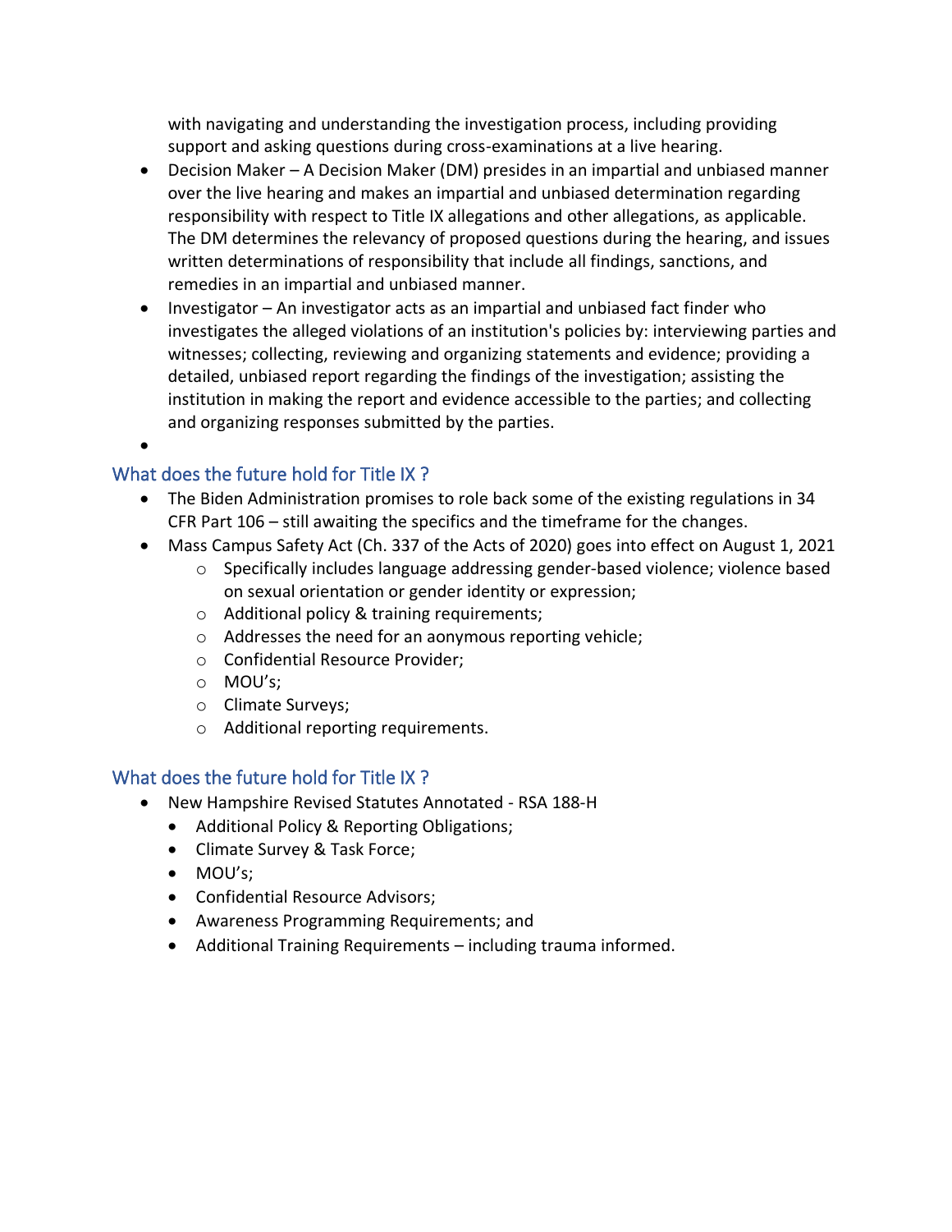with navigating and understanding the investigation process, including providing support and asking questions during cross-examinations at a live hearing.

- Decision Maker – A Decision Maker (DM) presides in an impartial and unbiased manner over the live hearing and makes an impartial and unbiased determination regarding responsibility with respect to Title IX allegations and other allegations, as applicable. The DM determines the relevancy of proposed questions during the hearing, and issues written determinations of responsibility that include all findings, sanctions, and remedies in an impartial and unbiased manner.
- Investigator – An investigator acts as an impartial and unbiased fact finder who investigates the alleged violations of an institution's policies by: interviewing parties and witnesses; collecting, reviewing and organizing statements and evidence; providing a detailed, unbiased report regarding the findings of the investigation; assisting the institution in making the report and evidence accessible to the parties; and collecting and organizing responses submitted by the parties.
- 

## What does the future hold for Title IX ?

- The Biden Administration promises to role back some of the existing regulations in 34 CFR Part 106 – still awaiting the specifics and the timeframe for the changes.
- Mass Campus Safety Act (Ch. 337 of the Acts of 2020) goes into effect on August 1, 2021
  - Specifically includes language addressing gender-based violence; violence based on sexual orientation or gender identity or expression;
  - Additional policy & training requirements;
  - Addresses the need for an aonymous reporting vehicle;
  - Confidential Resource Provider;
  - MOU's;
  - Climate Surveys;
  - Additional reporting requirements.

## What does the future hold for Title IX ?

- New Hampshire Revised Statutes Annotated - RSA 188-H
  - Additional Policy & Reporting Obligations;
  - Climate Survey & Task Force;
  - MOU's;
  - Confidential Resource Advisors;
  - Awareness Programming Requirements; and
  - Additional Training Requirements – including trauma informed.